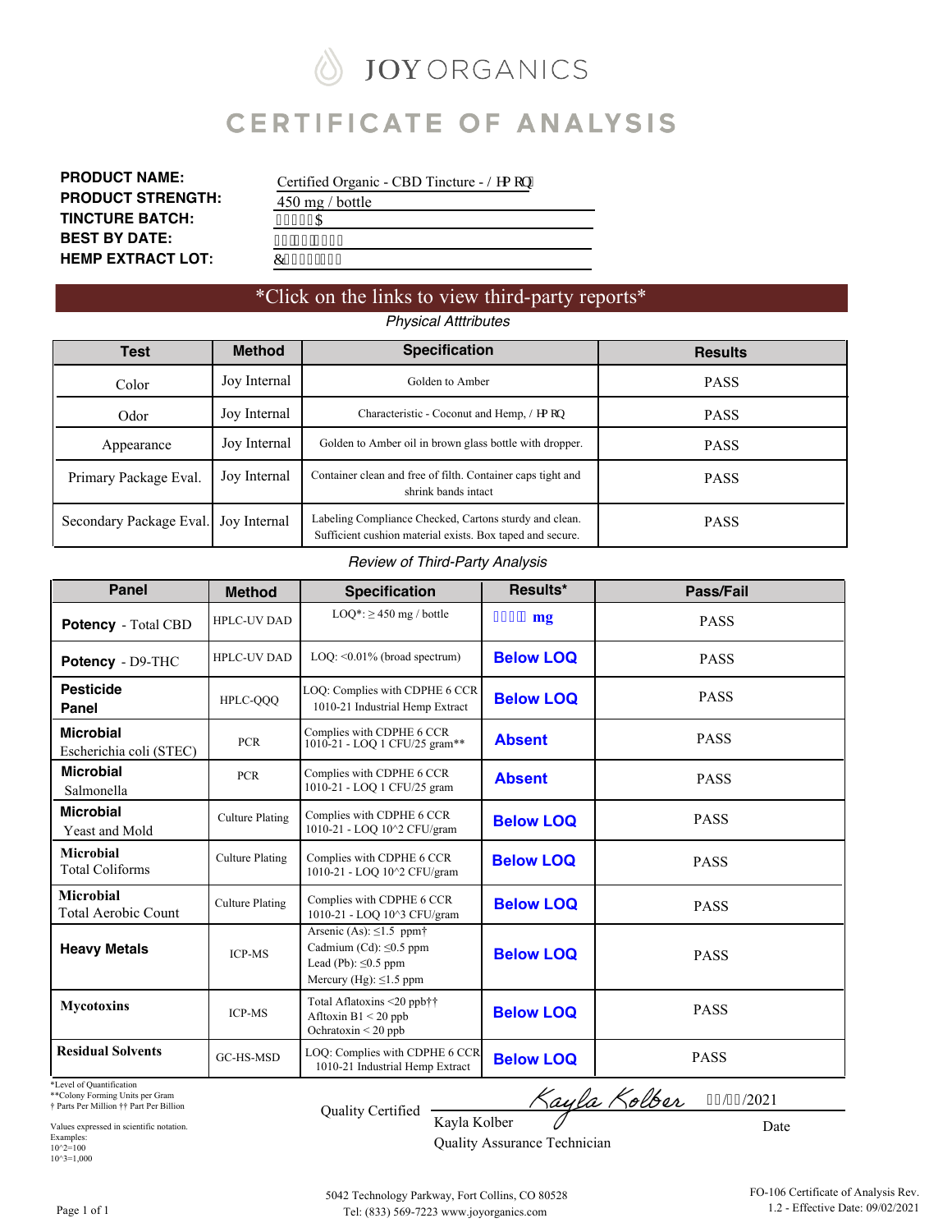# JOY ORGANICS

## CERTIFICATE OF ANALYSIS

**PRODUCT NAME:** Certified Organic - CBD Tincture - / HP RQ

**PRODUCT STRENGTH:** 450 mg / bottle

**TINCTURE BATCH:** $

**BEST BY DATE:**

**HEMP EXTRACT LOT:** &

*Click on the links to view third-party reports*

*Physical Atttributes*

| Test | Method | Specification | Results |
|---|---|---|---|
| Color | Joy Internal | Golden to Amber | PASS |
| Odor | Joy Internal | Characteristic - Coconut and Hemp, / HP RQ | PASS |
| Appearance | Joy Internal | Golden to Amber oil in brown glass bottle with dropper. | PASS |
| Primary Package Eval. | Joy Internal | Container clean and free of filth. Container caps tight and shrink bands intact | PASS |
| Secondary Package Eval. | Joy Internal | Labeling Compliance Checked, Cartons sturdy and clean. Sufficient cushion material exists. Box taped and secure. | PASS |

*Review of Third-Party Analysis*

| Panel | Method | Specification | Results* | Pass/Fail |
|---|---|---|---|---|
| **Potency** - Total CBD | HPLC-UV DAD | LOQ*: ≥ 450 mg / bottle | mg | PASS |
| **Potency** - D9-THC | HPLC-UV DAD | LOQ: <0.01% (broad spectrum) | **Below LOQ** | PASS |
| **Pesticide Panel** | HPLC-QQQ | LOQ: Complies with CDPHE 6 CCR 1010-21 Industrial Hemp Extract | **Below LOQ** | PASS |
| **Microbial** Escherichia coli (STEC) | PCR | Complies with CDPHE 6 CCR 1010-21 - LOQ 1 CFU/25 gram** | **Absent** | PASS |
| **Microbial** Salmonella | PCR | Complies with CDPHE 6 CCR 1010-21 - LOQ 1 CFU/25 gram | **Absent** | PASS |
| **Microbial** Yeast and Mold | Culture Plating | Complies with CDPHE 6 CCR 1010-21 - LOQ 10^2 CFU/gram | **Below LOQ** | PASS |
| **Microbial** Total Coliforms | Culture Plating | Complies with CDPHE 6 CCR 1010-21 - LOQ 10^2 CFU/gram | **Below LOQ** | PASS |
| **Microbial** Total Aerobic Count | Culture Plating | Complies with CDPHE 6 CCR 1010-21 - LOQ 10^3 CFU/gram | **Below LOQ** | PASS |
| **Heavy Metals** | ICP-MS | Arsenic (As): ≤1.5 ppm† Cadmium (Cd): ≤0.5 ppm Lead (Pb): ≤0.5 ppm Mercury (Hg): ≤1.5 ppm | **Below LOQ** | PASS |
| **Mycotoxins** | ICP-MS | Total Aflatoxins <20 ppb†† Afltoxin B1 < 20 ppb Ochratoxin < 20 ppb | **Below LOQ** | PASS |
| **Residual Solvents** | GC-HS-MSD | LOQ: Complies with CDPHE 6 CCR 1010-21 Industrial Hemp Extract | **Below LOQ** | PASS |

*Level of Quantification
**Colony Forming Units per Gram
† Parts Per Million †† Part Per Billion

Values expressed in scientific notation.
Examples:
10^2=100
10^3=1,000

Quality Certified: Kayla Kolber — Date: /  /2021

Kayla Kolber
Quality Assurance Technician

5042 Technology Parkway, Fort Collins, CO 80528
Tel: (833) 569-7223 www.joyorganics.com

FO-106 Certificate of Analysis Rev. 1.2 - Effective Date: 09/02/2021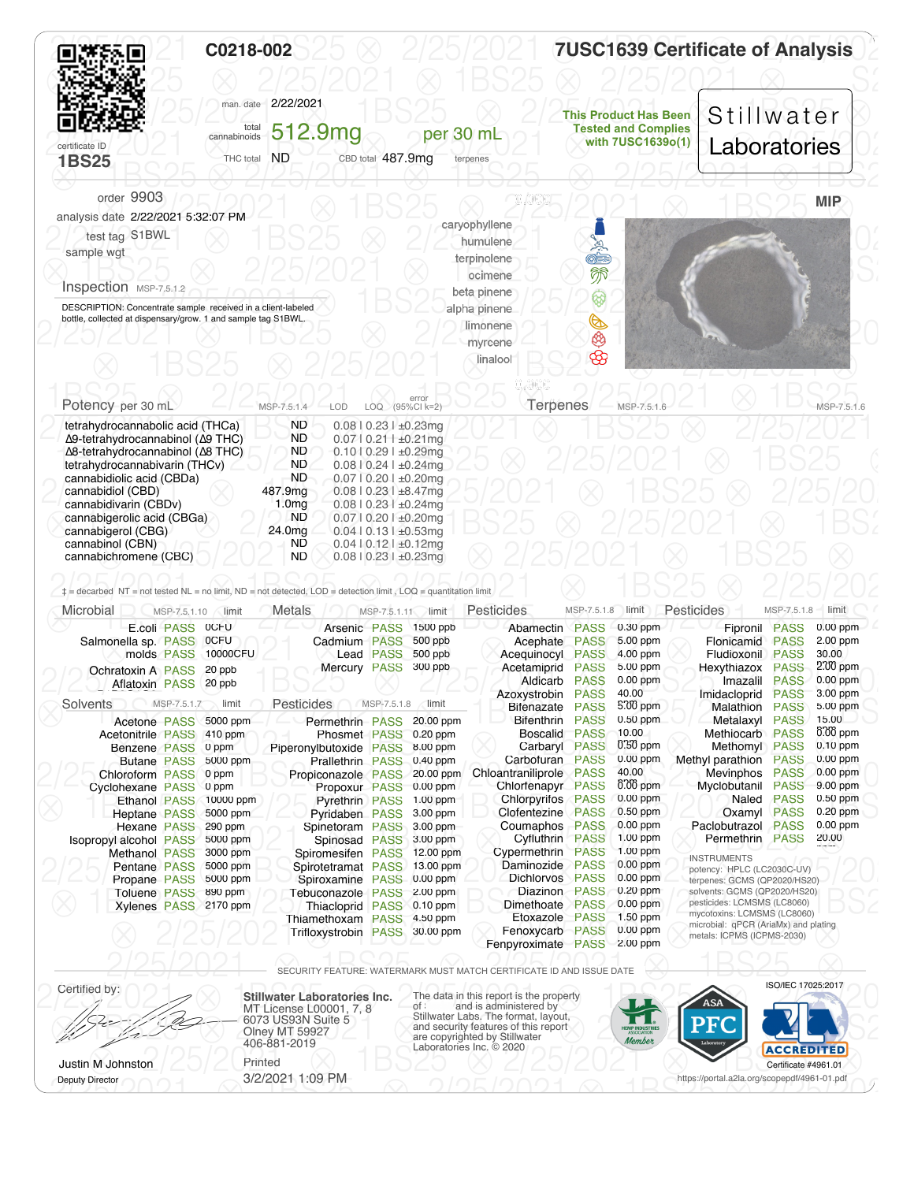# C0218-002 — 7USC1639 Certificate of Analysis

certificate ID **1BS25**

man. date 2/22/2021

total cannabinoids **512.9mg** per 30 mL

THC total ND  CBD total 487.9mg  terpenes

This Product Has Been Tested and Complies with 7USC1639o(1)

**Stillwater Laboratories**

order 9903
analysis date 2/22/2021 5:32:07 PM
test tag S1BWL
sample wgt

**MIP**

## Inspection MSP-7.5.1.2

DESCRIPTION: Concentrate sample received in a client-labeled bottle, collected at dispensary/grow. 1 and sample tag S1BWL.

Terpenes: caryophyllene, humulene, terpinolene, ocimene, beta pinene, alpha pinene, limonene, myrcene, linalool

## Potency per 30 mL MSP-7.5.1.4

| Analyte | Result | LOD | LOQ | error (95%CI k=2) |
|---|---|---|---|---|
| tetrahydrocannabolic acid (THCa) | ND | 0.08 | 0.23 | ±0.23mg |
| Δ9-tetrahydrocannabinol (Δ9 THC) | ND | 0.07 | 0.21 | ±0.21mg |
| Δ8-tetrahydrocannabinol (Δ8 THC) | ND | 0.10 | 0.29 | ±0.29mg |
| tetrahydrocannabivarin (THCv) | ND | 0.08 | 0.24 | ±0.24mg |
| cannabidiolic acid (CBDa) | ND | 0.07 | 0.20 | ±0.20mg |
| cannabidiol (CBD) | 487.9mg | 0.08 | 0.23 | ±8.47mg |
| cannabidivarin (CBDv) | 1.0mg | 0.08 | 0.23 | ±0.24mg |
| cannabigerolic acid (CBGa) | ND | 0.07 | 0.20 | ±0.20mg |
| cannabigerol (CBG) | 24.0mg | 0.04 | 0.13 | ±0.53mg |
| cannabinol (CBN) | ND | 0.04 | 0.12 | ±0.12mg |
| cannabichromene (CBC) | ND | 0.08 | 0.23 | ±0.23mg |

## Terpenes MSP-7.5.1.6

‡ = decarbed NT = not tested NL = no limit, ND = not detected, LOD = detection limit , LOQ = quantitation limit

## Microbial MSP-7.5.1.10

| Analyte | Result | limit |
|---|---|---|
| E.coli | PASS | 0CFU |
| Salmonella sp. | PASS | 0CFU |
| molds | PASS | 10000CFU |
| Ochratoxin A | PASS | 20 ppb |
| Aflatoxin | PASS | 20 ppb |

## Metals MSP-7.5.1.11

| Analyte | Result | limit |
|---|---|---|
| Arsenic | PASS | 1500 ppb |
| Cadmium | PASS | 500 ppb |
| Lead | PASS | 500 ppb |
| Mercury | PASS | 300 ppb |

## Solvents MSP-7.5.1.7

| Analyte | Result | limit |
|---|---|---|
| Acetone | PASS | 5000 ppm |
| Acetonitrile | PASS | 410 ppm |
| Benzene | PASS | 0 ppm |
| Butane | PASS | 5000 ppm |
| Chloroform | PASS | 0 ppm |
| Cyclohexane | PASS | 0 ppm |
| Ethanol | PASS | 10000 ppm |
| Heptane | PASS | 5000 ppm |
| Hexane | PASS | 290 ppm |
| Isopropyl alcohol | PASS | 5000 ppm |
| Methanol | PASS | 3000 ppm |
| Pentane | PASS | 5000 ppm |
| Propane | PASS | 5000 ppm |
| Toluene | PASS | 890 ppm |
| Xylenes | PASS | 2170 ppm |

## Pesticides MSP-7.5.1.8

| Analyte | Result | limit |
|---|---|---|
| Permethrin | PASS | 20.00 ppm |
| Phosmet | PASS | 0.20 ppm |
| Piperonylbutoxide | PASS | 8.00 ppm |
| Prallethrin | PASS | 0.40 ppm |
| Propiconazole | PASS | 20.00 ppm |
| Propoxur | PASS | 0.00 ppm |
| Pyrethrin | PASS | 1.00 ppm |
| Pyridaben | PASS | 3.00 ppm |
| Spinetoram | PASS | 3.00 ppm |
| Spinosad | PASS | 3.00 ppm |
| Spiromesifen | PASS | 12.00 ppm |
| Spirotetramat | PASS | 13.00 ppm |
| Spiroxamine | PASS | 0.00 ppm |
| Tebuconazole | PASS | 2.00 ppm |
| Thiacloprid | PASS | 0.10 ppm |
| Thiamethoxam | PASS | 4.50 ppm |
| Trifloxystrobin | PASS | 30.00 ppm |
| Abamectin | PASS | 0.30 ppm |
| Acephate | PASS | 5.00 ppm |
| Acequinocyl | PASS | 4.00 ppm |
| Acetamiprid | PASS | 5.00 ppm |
| Aldicarb | PASS | 0.00 ppm |
| Azoxystrobin | PASS | 40.00 |
| Bifenazate | PASS | 5.00 ppm |
| Bifenthrin | PASS | 0.50 ppm |
| Boscalid | PASS | 10.00 |
| Carbaryl | PASS | 0.50 ppm |
| Carbofuran | PASS | 0.00 ppm |
| Chloantraniliprole | PASS | 40.00 |
| Chlorfenapyr | PASS | 0.00 ppm |
| Chlorpyrifos | PASS | 0.00 ppm |
| Clofentezine | PASS | 0.50 ppm |
| Coumaphos | PASS | 0.00 ppm |
| Cyfluthrin | PASS | 1.00 ppm |
| Cypermethrin | PASS | 1.00 ppm |
| Daminozide | PASS | 0.00 ppm |
| Dichlorvos | PASS | 0.00 ppm |
| Diazinon | PASS | 0.20 ppm |
| Dimethoate | PASS | 0.00 ppm |
| Etoxazole | PASS | 1.50 ppm |
| Fenoxycarb | PASS | 0.00 ppm |
| Fenpyroximate | PASS | 2.00 ppm |
| Fipronil | PASS | 0.00 ppm |
| Flonicamid | PASS | 2.00 ppm |
| Fludioxonil | PASS | 30.00 |
| Hexythiazox | PASS | 2.00 ppm |
| Imazalil | PASS | 0.00 ppm |
| Imidacloprid | PASS | 3.00 ppm |
| Malathion | PASS | 5.00 ppm |
| Metalaxyl | PASS | 15.00 |
| Methiocarb | PASS | 0.00 ppm |
| Methomyl | PASS | 0.10 ppm |
| Methyl parathion | PASS | 0.00 ppm |
| Mevinphos | PASS | 0.00 ppm |
| Myclobutanil | PASS | 9.00 ppm |
| Naled | PASS | 0.50 ppm |
| Oxamyl | PASS | 0.20 ppm |
| Paclobutrazol | PASS | 0.00 ppm |
| Permethrin | PASS | 20.00 |

INSTRUMENTS
potency: HPLC (LC2030C-UV)
terpenes: GCMS (QP2020/HS20)
solvents: GCMS (QP2020/HS20)
pesticides: LCMSMS (LC8060)
mycotoxins: LCMSMS (LC8060)
microbial: qPCR (AriaMx) and plating
metals: ICPMS (ICPMS-2030)

SECURITY FEATURE: WATERMARK MUST MATCH CERTIFICATE ID AND ISSUE DATE

Certified by:

Justin M Johnston
Deputy Director

**Stillwater Laboratories Inc.**
MT License L00001, 7, 8
6073 US93N Suite 5
Olney MT 59927
406-881-2019

Printed
3/2/2021 1:09 PM

The data in this report is the property of : and is administered by Stillwater Labs. The format, layout, and security features of this report are copyrighted by Stillwater Laboratories Inc. © 2020

ISO/IEC 17025:2017
ACCREDITED
Certificate #4961.01
https://portal.a2la.org/scopepdf/4961-01.pdf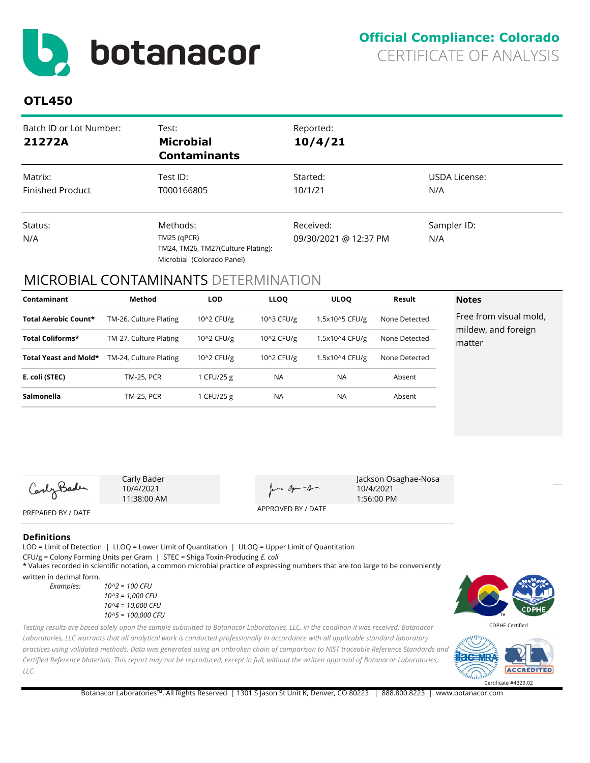botanacor

**Official Compliance: Colorado**
CERTIFICATE OF ANALYSIS

## OTL450

| Batch ID or Lot Number: | Test: | Reported: | |
|---|---|---|---|
| **21272A** | **Microbial Contaminants** | **10/4/21** | |
| Matrix: | Test ID: | Started: | USDA License: |
| Finished Product | T000166805 | 10/1/21 | N/A |
| Status: | Methods: | Received: | Sampler ID: |
| N/A | TM25 (qPCR)<br>TM24, TM26, TM27(Culture Plating):<br>Microbial (Colorado Panel) | 09/30/2021 @ 12:37 PM | N/A |

## MICROBIAL CONTAMINANTS DETERMINATION

| Contaminant | Method | LOD | LLOQ | ULOQ | Result |
|---|---|---|---|---|---|
| **Total Aerobic Count*** | TM-26, Culture Plating | 10^2 CFU/g | 10^3 CFU/g | 1.5x10^5 CFU/g | None Detected |
| **Total Coliforms*** | TM-27, Culture Plating | 10^2 CFU/g | 10^2 CFU/g | 1.5x10^4 CFU/g | None Detected |
| **Total Yeast and Mold*** | TM-24, Culture Plating | 10^2 CFU/g | 10^2 CFU/g | 1.5x10^4 CFU/g | None Detected |
| **E. coli (STEC)** | TM-25, PCR | 1 CFU/25 g | NA | NA | Absent |
| **Salmonella** | TM-25, PCR | 1 CFU/25 g | NA | NA | Absent |

**Notes**

Free from visual mold, mildew, and foreign matter

Carly Bader
10/4/2021
11:38:00 AM

PREPARED BY / DATE

Jackson Osaghae-Nosa
10/4/2021
1:56:00 PM

APPROVED BY / DATE

### Definitions

LOD = Limit of Detection | LLOQ = Lower Limit of Quantitation | ULOQ = Upper Limit of Quantitation
CFU/g = Colony Forming Units per Gram | STEC = Shiga Toxin-Producing *E. coli*
* Values recorded in scientific notation, a common microbial practice of expressing numbers that are too large to be conveniently written in decimal form.

*Examples:*
*10^2 = 100 CFU*
*10^3 = 1,000 CFU*
*10^4 = 10,000 CFU*
*10^5 = 100,000 CFU*

*Testing results are based solely upon the sample submitted to Botanacor Laboratories, LLC, in the condition it was received. Botanacor Laboratories, LLC warrants that all analytical work is conducted professionally in accordance with all applicable standard laboratory practices using validated methods. Data was generated using an unbroken chain of comparison to NIST traceable Reference Standards and Certified Reference Materials. This report may not be reproduced, except in full, without the written approval of Botanacor Laboratories, LLC.*

CDPHE Certified

Certificate #4329.02

Botanacor Laboratories™, All Rights Reserved | 1301 S Jason St Unit K, Denver, CO 80223 | 888.800.8223 | www.botanacor.com